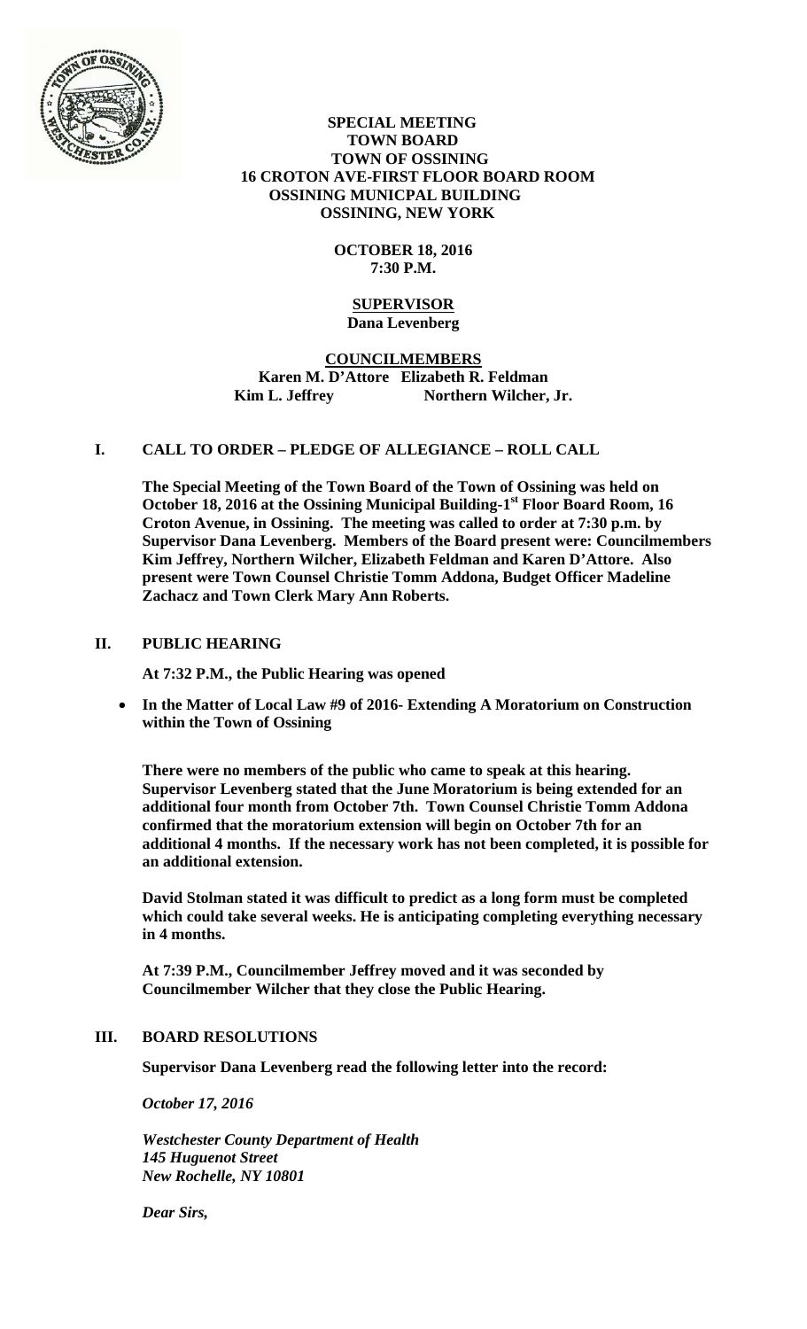**SPECIAL MEETING**
**TOWN BOARD**
**TOWN OF OSSINING**
**16 CROTON AVE-FIRST FLOOR BOARD ROOM**
**OSSINING MUNICPAL BUILDING**
**OSSINING, NEW YORK**

**OCTOBER 18, 2016**
**7:30 P.M.**

**SUPERVISOR**
**Dana Levenberg**

**COUNCILMEMBERS**
**Karen M. D'Attore Elizabeth R. Feldman**
**Kim L. Jeffrey Northern Wilcher, Jr.**

## I. CALL TO ORDER – PLEDGE OF ALLEGIANCE – ROLL CALL

**The Special Meeting of the Town Board of the Town of Ossining was held on October 18, 2016 at the Ossining Municipal Building-1st Floor Board Room, 16 Croton Avenue, in Ossining. The meeting was called to order at 7:30 p.m. by Supervisor Dana Levenberg. Members of the Board present were: Councilmembers Kim Jeffrey, Northern Wilcher, Elizabeth Feldman and Karen D'Attore. Also present were Town Counsel Christie Tomm Addona, Budget Officer Madeline Zachacz and Town Clerk Mary Ann Roberts.**

## II. PUBLIC HEARING

**At 7:32 P.M., the Public Hearing was opened**

- **In the Matter of Local Law #9 of 2016- Extending A Moratorium on Construction within the Town of Ossining**

**There were no members of the public who came to speak at this hearing. Supervisor Levenberg stated that the June Moratorium is being extended for an additional four month from October 7th. Town Counsel Christie Tomm Addona confirmed that the moratorium extension will begin on October 7th for an additional 4 months. If the necessary work has not been completed, it is possible for an additional extension.**

**David Stolman stated it was difficult to predict as a long form must be completed which could take several weeks. He is anticipating completing everything necessary in 4 months.**

**At 7:39 P.M., Councilmember Jeffrey moved and it was seconded by Councilmember Wilcher that they close the Public Hearing.**

## III. BOARD RESOLUTIONS

**Supervisor Dana Levenberg read the following letter into the record:**

***October 17, 2016***

***Westchester County Department of Health***
***145 Huguenot Street***
***New Rochelle, NY 10801***

***Dear Sirs,***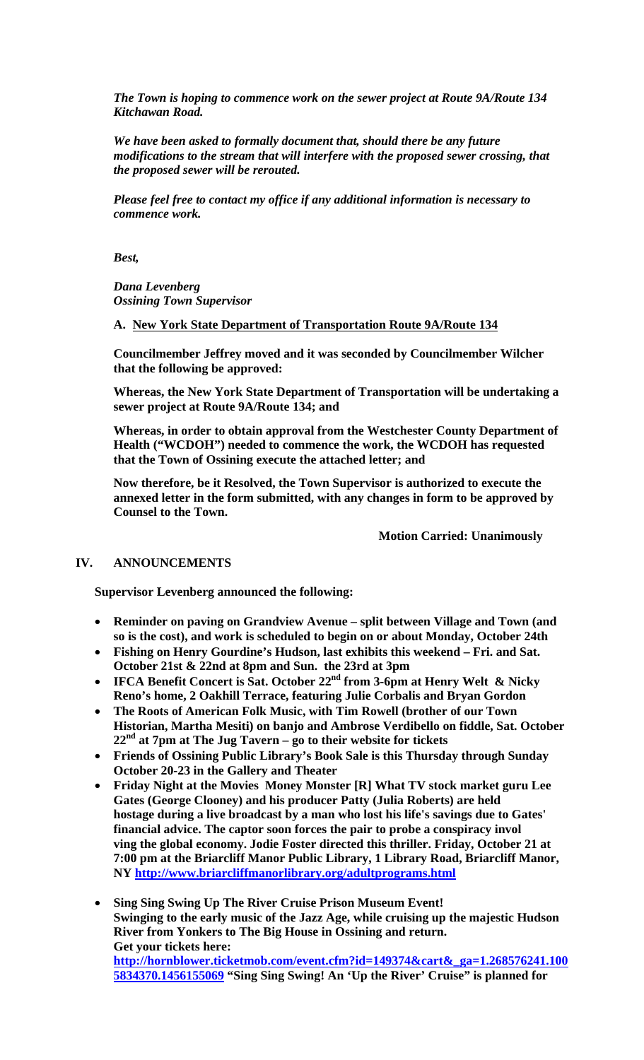*The Town is hoping to commence work on the sewer project at Route 9A/Route 134 Kitchawan Road.*

*We have been asked to formally document that, should there be any future modifications to the stream that will interfere with the proposed sewer crossing, that the proposed sewer will be rerouted.*

*Please feel free to contact my office if any additional information is necessary to commence work.*

*Best,*

*Dana Levenberg*
*Ossining Town Supervisor*

**A. New York State Department of Transportation Route 9A/Route 134**

**Councilmember Jeffrey moved and it was seconded by Councilmember Wilcher that the following be approved:**

**Whereas, the New York State Department of Transportation will be undertaking a sewer project at Route 9A/Route 134; and**

**Whereas, in order to obtain approval from the Westchester County Department of Health ("WCDOH") needed to commence the work, the WCDOH has requested that the Town of Ossining execute the attached letter; and**

**Now therefore, be it Resolved, the Town Supervisor is authorized to execute the annexed letter in the form submitted, with any changes in form to be approved by Counsel to the Town.**

**Motion Carried: Unanimously**

## IV. ANNOUNCEMENTS

**Supervisor Levenberg announced the following:**

- **Reminder on paving on Grandview Avenue – split between Village and Town (and so is the cost), and work is scheduled to begin on or about Monday, October 24th**
- **Fishing on Henry Gourdine's Hudson, last exhibits this weekend – Fri. and Sat. October 21st & 22nd at 8pm and Sun. the 23rd at 3pm**
- **IFCA Benefit Concert is Sat. October 22nd from 3-6pm at Henry Welt & Nicky Reno's home, 2 Oakhill Terrace, featuring Julie Corbalis and Bryan Gordon**
- **The Roots of American Folk Music, with Tim Rowell (brother of our Town Historian, Martha Mesiti) on banjo and Ambrose Verdibello on fiddle, Sat. October 22nd at 7pm at The Jug Tavern – go to their website for tickets**
- **Friends of Ossining Public Library's Book Sale is this Thursday through Sunday October 20-23 in the Gallery and Theater**
- **Friday Night at the Movies Money Monster [R] What TV stock market guru Lee Gates (George Clooney) and his producer Patty (Julia Roberts) are held hostage during a live broadcast by a man who lost his life's savings due to Gates' financial advice. The captor soon forces the pair to probe a conspiracy invol ving the global economy. Jodie Foster directed this thriller. Friday, October 21 at 7:00 pm at the Briarcliff Manor Public Library, 1 Library Road, Briarcliff Manor, NY http://www.briarcliffmanorlibrary.org/adultprograms.html**
- **Sing Sing Swing Up The River Cruise Prison Museum Event!**
  **Swinging to the early music of the Jazz Age, while cruising up the majestic Hudson River from Yonkers to The Big House in Ossining and return.**
  **Get your tickets here:**
  **http://hornblower.ticketmob.com/event.cfm?id=149374&cart&_ga=1.268576241.1005834370.1456155069 "Sing Sing Swing! An 'Up the River' Cruise" is planned for**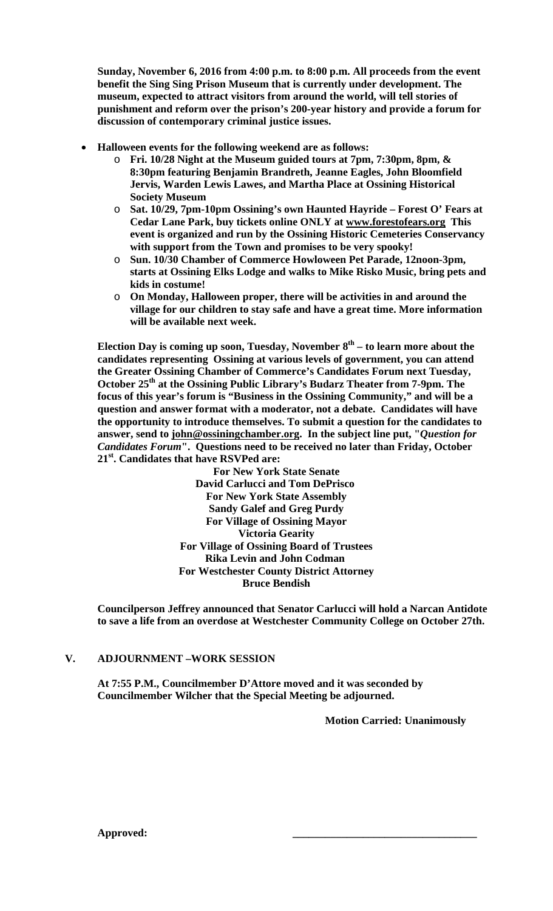**Sunday, November 6, 2016 from 4:00 p.m. to 8:00 p.m. All proceeds from the event benefit the Sing Sing Prison Museum that is currently under development. The museum, expected to attract visitors from around the world, will tell stories of punishment and reform over the prison's 200-year history and provide a forum for discussion of contemporary criminal justice issues.**

- **Halloween events for the following weekend are as follows:**
  - **Fri. 10/28 Night at the Museum guided tours at 7pm, 7:30pm, 8pm, & 8:30pm featuring Benjamin Brandreth, Jeanne Eagles, John Bloomfield Jervis, Warden Lewis Lawes, and Martha Place at Ossining Historical Society Museum**
  - **Sat. 10/29, 7pm-10pm Ossining's own Haunted Hayride – Forest O' Fears at Cedar Lane Park, buy tickets online ONLY at www.forestofears.org This event is organized and run by the Ossining Historic Cemeteries Conservancy with support from the Town and promises to be very spooky!**
  - **Sun. 10/30 Chamber of Commerce Howloween Pet Parade, 12noon-3pm, starts at Ossining Elks Lodge and walks to Mike Risko Music, bring pets and kids in costume!**
  - **On Monday, Halloween proper, there will be activities in and around the village for our children to stay safe and have a great time. More information will be available next week.**

**Election Day is coming up soon, Tuesday, November 8th – to learn more about the candidates representing Ossining at various levels of government, you can attend the Greater Ossining Chamber of Commerce's Candidates Forum next Tuesday, October 25th at the Ossining Public Library's Budarz Theater from 7-9pm. The focus of this year's forum is "Business in the Ossining Community," and will be a question and answer format with a moderator, not a debate. Candidates will have the opportunity to introduce themselves. To submit a question for the candidates to answer, send to john@ossiningchamber.org. In the subject line put, "*Question for Candidates Forum*". Questions need to be received no later than Friday, October 21st. Candidates that have RSVPed are:**

**For New York State Senate**
**David Carlucci and Tom DePrisco**
**For New York State Assembly**
**Sandy Galef and Greg Purdy**
**For Village of Ossining Mayor**
**Victoria Gearity**
**For Village of Ossining Board of Trustees**
**Rika Levin and John Codman**
**For Westchester County District Attorney**
**Bruce Bendish**

**Councilperson Jeffrey announced that Senator Carlucci will hold a Narcan Antidote to save a life from an overdose at Westchester Community College on October 27th.**

## V. ADJOURNMENT –WORK SESSION

**At 7:55 P.M., Councilmember D'Attore moved and it was seconded by Councilmember Wilcher that the Special Meeting be adjourned.**

**Motion Carried: Unanimously**

**Approved:** ________________________________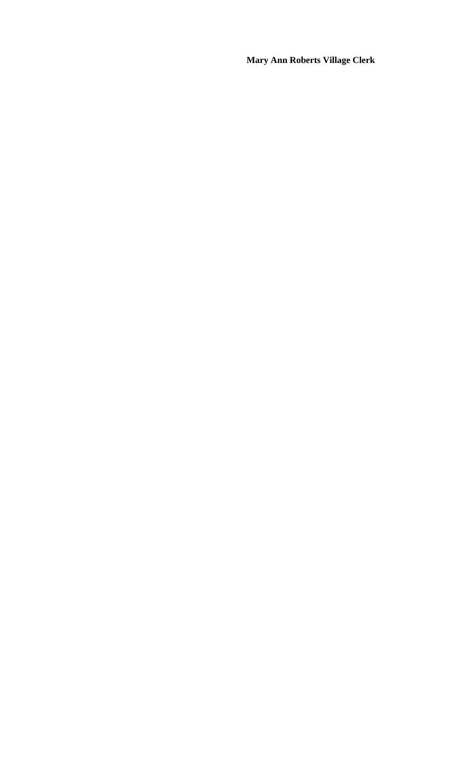**Mary Ann Roberts Village Clerk**